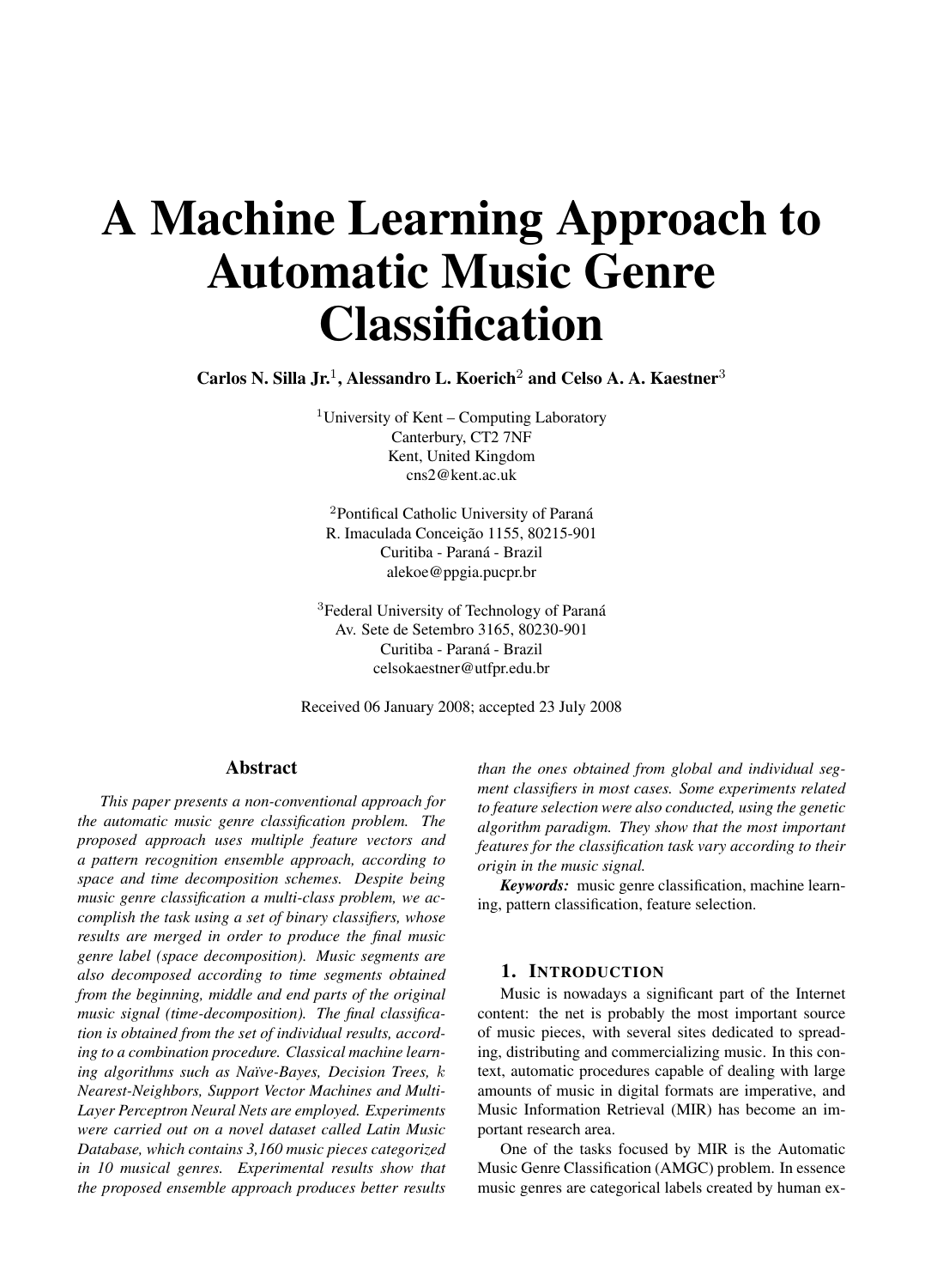# A Machine Learning Approach to Automatic Music Genre Classification

**Carlos N. Silla Jr.[1], Alessandro L. Koerich[2] and Celso A. A. Kaestner[3]**

[1]University of Kent – Computing Laboratory
Canterbury, CT2 7NF
Kent, United Kingdom
cns2@kent.ac.uk

[2]Pontifical Catholic University of Paraná
R. Imaculada Conceição 1155, 80215-901
Curitiba - Paraná - Brazil
alekoe@ppgia.pucpr.br

[3]Federal University of Technology of Paraná
Av. Sete de Setembro 3165, 80230-901
Curitiba - Paraná - Brazil
celsokaestner@utfpr.edu.br

Received 06 January 2008; accepted 23 July 2008

## Abstract

*This paper presents a non-conventional approach for the automatic music genre classification problem. The proposed approach uses multiple feature vectors and a pattern recognition ensemble approach, according to space and time decomposition schemes. Despite being music genre classification a multi-class problem, we accomplish the task using a set of binary classifiers, whose results are merged in order to produce the final music genre label (space decomposition). Music segments are also decomposed according to time segments obtained from the beginning, middle and end parts of the original music signal (time-decomposition). The final classification is obtained from the set of individual results, according to a combination procedure. Classical machine learning algorithms such as Naïve-Bayes, Decision Trees, $k$ Nearest-Neighbors, Support Vector Machines and Multi-Layer Perceptron Neural Nets are employed. Experiments were carried out on a novel dataset called Latin Music Database, which contains 3,160 music pieces categorized in 10 musical genres. Experimental results show that the proposed ensemble approach produces better results than the ones obtained from global and individual segment classifiers in most cases. Some experiments related to feature selection were also conducted, using the genetic algorithm paradigm. They show that the most important features for the classification task vary according to their origin in the music signal.*

***Keywords:*** music genre classification, machine learning, pattern classification, feature selection.

## 1. Introduction

Music is nowadays a significant part of the Internet content: the net is probably the most important source of music pieces, with several sites dedicated to spreading, distributing and commercializing music. In this context, automatic procedures capable of dealing with large amounts of music in digital formats are imperative, and Music Information Retrieval (MIR) has become an important research area.

One of the tasks focused by MIR is the Automatic Music Genre Classification (AMGC) problem. In essence music genres are categorical labels created by human ex-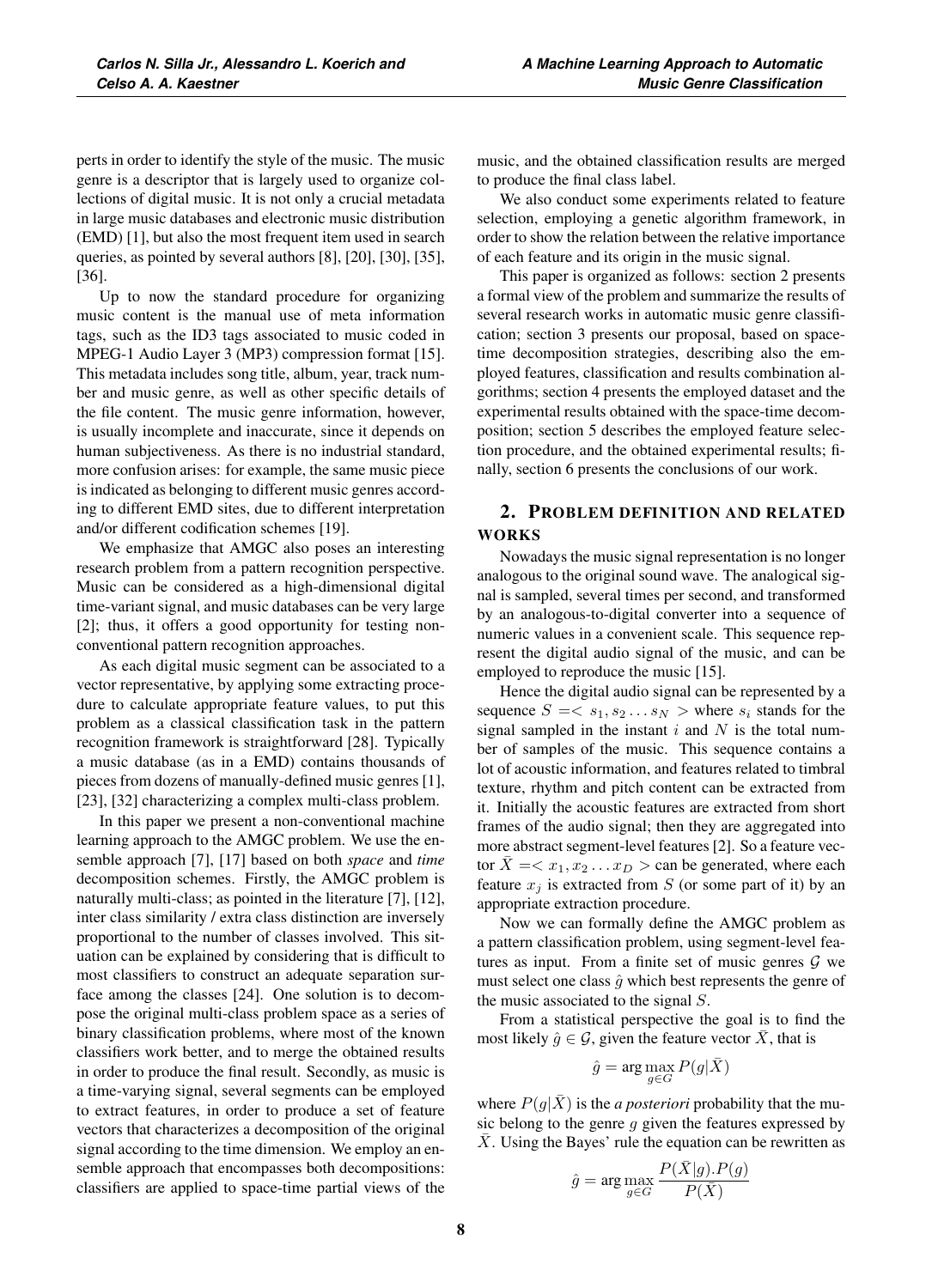perts in order to identify the style of the music. The music genre is a descriptor that is largely used to organize collections of digital music. It is not only a crucial metadata in large music databases and electronic music distribution (EMD) [1], but also the most frequent item used in search queries, as pointed by several authors [8], [20], [30], [35], [36].

Up to now the standard procedure for organizing music content is the manual use of meta information tags, such as the ID3 tags associated to music coded in MPEG-1 Audio Layer 3 (MP3) compression format [15]. This metadata includes song title, album, year, track number and music genre, as well as other specific details of the file content. The music genre information, however, is usually incomplete and inaccurate, since it depends on human subjectiveness. As there is no industrial standard, more confusion arises: for example, the same music piece is indicated as belonging to different music genres according to different EMD sites, due to different interpretation and/or different codification schemes [19].

We emphasize that AMGC also poses an interesting research problem from a pattern recognition perspective. Music can be considered as a high-dimensional digital time-variant signal, and music databases can be very large [2]; thus, it offers a good opportunity for testing non-conventional pattern recognition approaches.

As each digital music segment can be associated to a vector representative, by applying some extracting procedure to calculate appropriate feature values, to put this problem as a classical classification task in the pattern recognition framework is straightforward [28]. Typically a music database (as in a EMD) contains thousands of pieces from dozens of manually-defined music genres [1], [23], [32] characterizing a complex multi-class problem.

In this paper we present a non-conventional machine learning approach to the AMGC problem. We use the ensemble approach [7], [17] based on both *space* and *time* decomposition schemes. Firstly, the AMGC problem is naturally multi-class; as pointed in the literature [7], [12], inter class similarity / extra class distinction are inversely proportional to the number of classes involved. This situation can be explained by considering that is difficult to most classifiers to construct an adequate separation surface among the classes [24]. One solution is to decompose the original multi-class problem space as a series of binary classification problems, where most of the known classifiers work better, and to merge the obtained results in order to produce the final result. Secondly, as music is a time-varying signal, several segments can be employed to extract features, in order to produce a set of feature vectors that characterizes a decomposition of the original signal according to the time dimension. We employ an ensemble approach that encompasses both decompositions: classifiers are applied to space-time partial views of the music, and the obtained classification results are merged to produce the final class label.

We also conduct some experiments related to feature selection, employing a genetic algorithm framework, in order to show the relation between the relative importance of each feature and its origin in the music signal.

This paper is organized as follows: section 2 presents a formal view of the problem and summarize the results of several research works in automatic music genre classification; section 3 presents our proposal, based on space-time decomposition strategies, describing also the employed features, classification and results combination algorithms; section 4 presents the employed dataset and the experimental results obtained with the space-time decomposition; section 5 describes the employed feature selection procedure, and the obtained experimental results; finally, section 6 presents the conclusions of our work.

## 2. Problem definition and related works

Nowadays the music signal representation is no longer analogous to the original sound wave. The analogical signal is sampled, several times per second, and transformed by an analogous-to-digital converter into a sequence of numeric values in a convenient scale. This sequence represent the digital audio signal of the music, and can be employed to reproduce the music [15].

Hence the digital audio signal can be represented by a sequence $S = < s_1, s_2 \ldots s_N >$ where $s_i$ stands for the signal sampled in the instant $i$ and $N$ is the total number of samples of the music. This sequence contains a lot of acoustic information, and features related to timbral texture, rhythm and pitch content can be extracted from it. Initially the acoustic features are extracted from short frames of the audio signal; then they are aggregated into more abstract segment-level features [2]. So a feature vector $\bar{X} = < x_1, x_2 \ldots x_D >$ can be generated, where each feature $x_j$ is extracted from $S$ (or some part of it) by an appropriate extraction procedure.

Now we can formally define the AMGC problem as a pattern classification problem, using segment-level features as input. From a finite set of music genres $\mathcal{G}$ we must select one class $\hat{g}$ which best represents the genre of the music associated to the signal $S$.

From a statistical perspective the goal is to find the most likely $\hat{g} \in \mathcal{G}$, given the feature vector $\bar{X}$, that is

$$\hat{g} = \arg\max_{g \in G} P(g|\bar{X})$$

where $P(g|\bar{X})$ is the *a posteriori* probability that the music belong to the genre $g$ given the features expressed by $\bar{X}$. Using the Bayes' rule the equation can be rewritten as

$$\hat{g} = \arg\max_{g \in G} \frac{P(\bar{X}|g).P(g)}{P(\bar{X})}$$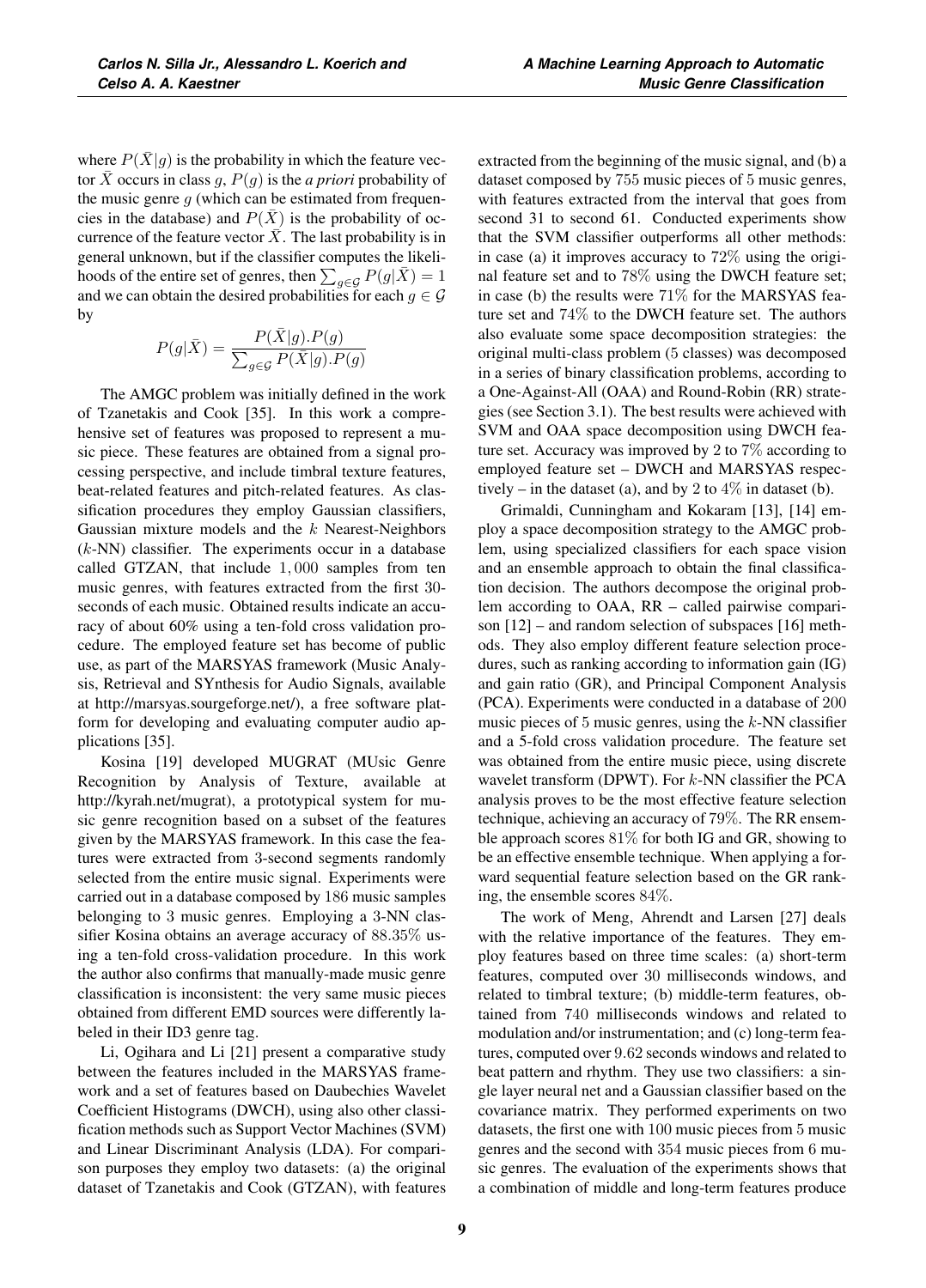where $P(\bar{X}|g)$ is the probability in which the feature vector $\bar{X}$ occurs in class $g$, $P(g)$ is the *a priori* probability of the music genre $g$ (which can be estimated from frequencies in the database) and $P(\bar{X})$ is the probability of occurrence of the feature vector $\bar{X}$. The last probability is in general unknown, but if the classifier computes the likelihoods of the entire set of genres, then $\sum_{g \in \mathcal{G}} P(g|\bar{X}) = 1$ and we can obtain the desired probabilities for each $g \in \mathcal{G}$ by

$$P(g|\bar{X}) = \frac{P(\bar{X}|g).P(g)}{\sum_{g \in \mathcal{G}} P(\bar{X}|g).P(g)}$$

The AMGC problem was initially defined in the work of Tzanetakis and Cook [35]. In this work a comprehensive set of features was proposed to represent a music piece. These features are obtained from a signal processing perspective, and include timbral texture features, beat-related features and pitch-related features. As classification procedures they employ Gaussian classifiers, Gaussian mixture models and the $k$ Nearest-Neighbors ($k$-NN) classifier. The experiments occur in a database called GTZAN, that include $1,000$ samples from ten music genres, with features extracted from the first 30-seconds of each music. Obtained results indicate an accuracy of about 60% using a ten-fold cross validation procedure. The employed feature set has become of public use, as part of the MARSYAS framework (Music Analysis, Retrieval and SYnthesis for Audio Signals, available at http://marsyas.sourgeforge.net/), a free software platform for developing and evaluating computer audio applications [35].

Kosina [19] developed MUGRAT (MUsic Genre Recognition by Analysis of Texture, available at http://kyrah.net/mugrat), a prototypical system for music genre recognition based on a subset of the features given by the MARSYAS framework. In this case the features were extracted from 3-second segments randomly selected from the entire music signal. Experiments were carried out in a database composed by 186 music samples belonging to 3 music genres. Employing a 3-NN classifier Kosina obtains an average accuracy of $88.35\%$ using a ten-fold cross-validation procedure. In this work the author also confirms that manually-made music genre classification is inconsistent: the very same music pieces obtained from different EMD sources were differently labeled in their ID3 genre tag.

Li, Ogihara and Li [21] present a comparative study between the features included in the MARSYAS framework and a set of features based on Daubechies Wavelet Coefficient Histograms (DWCH), using also other classification methods such as Support Vector Machines (SVM) and Linear Discriminant Analysis (LDA). For comparison purposes they employ two datasets: (a) the original dataset of Tzanetakis and Cook (GTZAN), with features extracted from the beginning of the music signal, and (b) a dataset composed by $755$ music pieces of $5$ music genres, with features extracted from the interval that goes from second 31 to second 61. Conducted experiments show that the SVM classifier outperforms all other methods: in case (a) it improves accuracy to $72\%$ using the original feature set and to $78\%$ using the DWCH feature set; in case (b) the results were $71\%$ for the MARSYAS feature set and $74\%$ to the DWCH feature set. The authors also evaluate some space decomposition strategies: the original multi-class problem (5 classes) was decomposed in a series of binary classification problems, according to a One-Against-All (OAA) and Round-Robin (RR) strategies (see Section 3.1). The best results were achieved with SVM and OAA space decomposition using DWCH feature set. Accuracy was improved by 2 to $7\%$ according to employed feature set – DWCH and MARSYAS respectively – in the dataset (a), and by 2 to $4\%$ in dataset (b).

Grimaldi, Cunningham and Kokaram [13], [14] employ a space decomposition strategy to the AMGC problem, using specialized classifiers for each space vision and an ensemble approach to obtain the final classification decision. The authors decompose the original problem according to OAA, RR – called pairwise comparison [12] – and random selection of subspaces [16] methods. They also employ different feature selection procedures, such as ranking according to information gain (IG) and gain ratio (GR), and Principal Component Analysis (PCA). Experiments were conducted in a database of $200$ music pieces of $5$ music genres, using the $k$-NN classifier and a 5-fold cross validation procedure. The feature set was obtained from the entire music piece, using discrete wavelet transform (DPWT). For $k$-NN classifier the PCA analysis proves to be the most effective feature selection technique, achieving an accuracy of $79\%$. The RR ensemble approach scores $81\%$ for both IG and GR, showing to be an effective ensemble technique. When applying a forward sequential feature selection based on the GR ranking, the ensemble scores $84\%$.

The work of Meng, Ahrendt and Larsen [27] deals with the relative importance of the features. They employ features based on three time scales: (a) short-term features, computed over $30$ milliseconds windows, and related to timbral texture; (b) middle-term features, obtained from $740$ milliseconds windows and related to modulation and/or instrumentation; and (c) long-term features, computed over $9.62$ seconds windows and related to beat pattern and rhythm. They use two classifiers: a single layer neural net and a Gaussian classifier based on the covariance matrix. They performed experiments on two datasets, the first one with $100$ music pieces from $5$ music genres and the second with $354$ music pieces from $6$ music genres. The evaluation of the experiments shows that a combination of middle and long-term features produce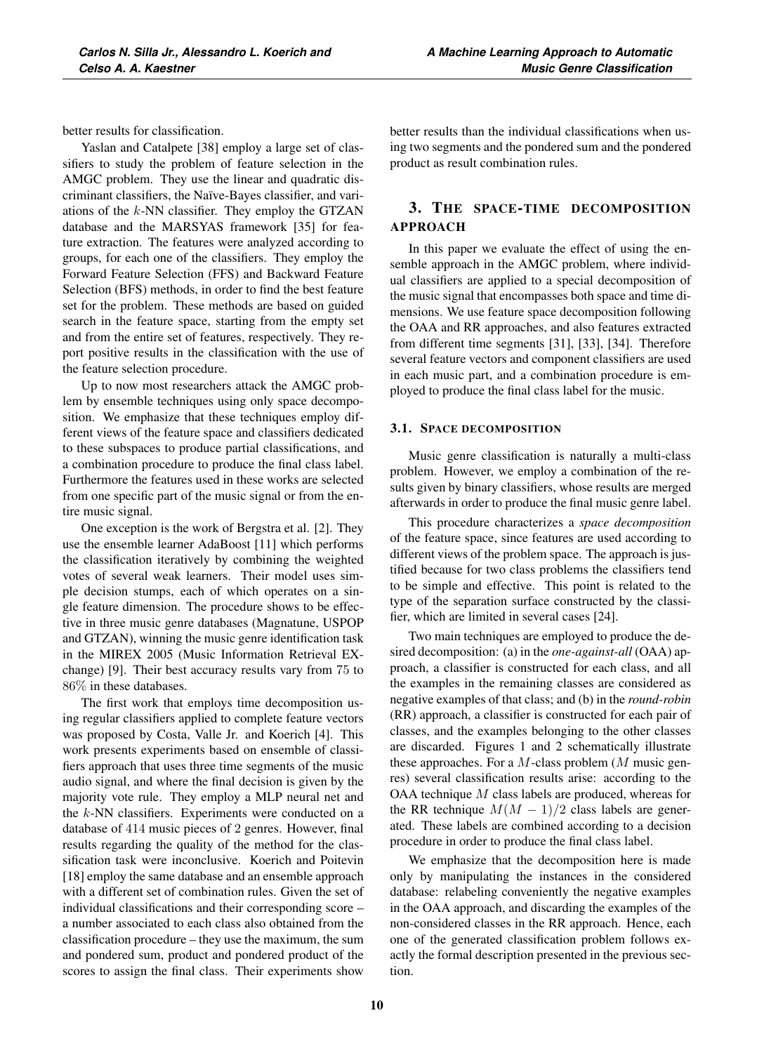better results for classification.

Yaslan and Catalpete [38] employ a large set of classifiers to study the problem of feature selection in the AMGC problem. They use the linear and quadratic discriminant classifiers, the Naïve-Bayes classifier, and variations of the $k$-NN classifier. They employ the GTZAN database and the MARSYAS framework [35] for feature extraction. The features were analyzed according to groups, for each one of the classifiers. They employ the Forward Feature Selection (FFS) and Backward Feature Selection (BFS) methods, in order to find the best feature set for the problem. These methods are based on guided search in the feature space, starting from the empty set and from the entire set of features, respectively. They report positive results in the classification with the use of the feature selection procedure.

Up to now most researchers attack the AMGC problem by ensemble techniques using only space decomposition. We emphasize that these techniques employ different views of the feature space and classifiers dedicated to these subspaces to produce partial classifications, and a combination procedure to produce the final class label. Furthermore the features used in these works are selected from one specific part of the music signal or from the entire music signal.

One exception is the work of Bergstra et al. [2]. They use the ensemble learner AdaBoost [11] which performs the classification iteratively by combining the weighted votes of several weak learners. Their model uses simple decision stumps, each of which operates on a single feature dimension. The procedure shows to be effective in three music genre databases (Magnatune, USPOP and GTZAN), winning the music genre identification task in the MIREX 2005 (Music Information Retrieval EXchange) [9]. Their best accuracy results vary from 75 to 86% in these databases.

The first work that employs time decomposition using regular classifiers applied to complete feature vectors was proposed by Costa, Valle Jr. and Koerich [4]. This work presents experiments based on ensemble of classifiers approach that uses three time segments of the music audio signal, and where the final decision is given by the majority vote rule. They employ a MLP neural net and the $k$-NN classifiers. Experiments were conducted on a database of 414 music pieces of 2 genres. However, final results regarding the quality of the method for the classification task were inconclusive. Koerich and Poitevin [18] employ the same database and an ensemble approach with a different set of combination rules. Given the set of individual classifications and their corresponding score – a number associated to each class also obtained from the classification procedure – they use the maximum, the sum and pondered sum, product and pondered product of the scores to assign the final class. Their experiments show better results than the individual classifications when using two segments and the pondered sum and the pondered product as result combination rules.

## 3. The space-time decomposition approach

In this paper we evaluate the effect of using the ensemble approach in the AMGC problem, where individual classifiers are applied to a special decomposition of the music signal that encompasses both space and time dimensions. We use feature space decomposition following the OAA and RR approaches, and also features extracted from different time segments [31], [33], [34]. Therefore several feature vectors and component classifiers are used in each music part, and a combination procedure is employed to produce the final class label for the music.

### 3.1. Space decomposition

Music genre classification is naturally a multi-class problem. However, we employ a combination of the results given by binary classifiers, whose results are merged afterwards in order to produce the final music genre label.

This procedure characterizes a *space decomposition* of the feature space, since features are used according to different views of the problem space. The approach is justified because for two class problems the classifiers tend to be simple and effective. This point is related to the type of the separation surface constructed by the classifier, which are limited in several cases [24].

Two main techniques are employed to produce the desired decomposition: (a) in the *one-against-all* (OAA) approach, a classifier is constructed for each class, and all the examples in the remaining classes are considered as negative examples of that class; and (b) in the *round-robin* (RR) approach, a classifier is constructed for each pair of classes, and the examples belonging to the other classes are discarded. Figures 1 and 2 schematically illustrate these approaches. For a $M$-class problem ($M$ music genres) several classification results arise: according to the OAA technique $M$ class labels are produced, whereas for the RR technique $M(M-1)/2$ class labels are generated. These labels are combined according to a decision procedure in order to produce the final class label.

We emphasize that the decomposition here is made only by manipulating the instances in the considered database: relabeling conveniently the negative examples in the OAA approach, and discarding the examples of the non-considered classes in the RR approach. Hence, each one of the generated classification problem follows exactly the formal description presented in the previous section.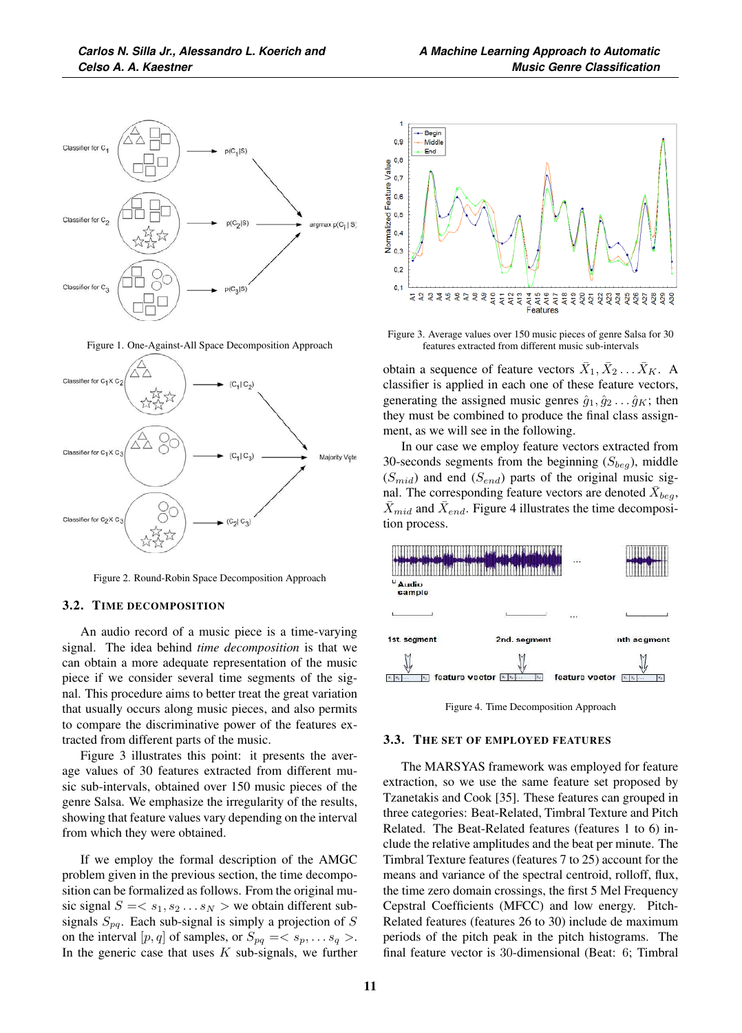Figure 1. One-Against-All Space Decomposition Approach

Figure 2. Round-Robin Space Decomposition Approach

### 3.2. Time Decomposition

An audio record of a music piece is a time-varying signal. The idea behind *time decomposition* is that we can obtain a more adequate representation of the music piece if we consider several time segments of the signal. This procedure aims to better treat the great variation that usually occurs along music pieces, and also permits to compare the discriminative power of the features extracted from different parts of the music.

Figure 3 illustrates this point: it presents the average values of 30 features extracted from different music sub-intervals, obtained over 150 music pieces of the genre Salsa. We emphasize the irregularity of the results, showing that feature values vary depending on the interval from which they were obtained.

If we employ the formal description of the AMGC problem given in the previous section, the time decomposition can be formalized as follows. From the original music signal $S = < s_1, s_2 \ldots s_N >$ we obtain different sub-signals $S_{pq}$. Each sub-signal is simply a projection of $S$ on the interval $[p, q]$ of samples, or $S_{pq} = < s_p, \ldots s_q >$. In the generic case that uses $K$ sub-signals, we further obtain a sequence of feature vectors $\bar{X}_1, \bar{X}_2 \ldots \bar{X}_K$. A classifier is applied in each one of these feature vectors, generating the assigned music genres $\hat{g}_1, \hat{g}_2 \ldots \hat{g}_K$; then they must be combined to produce the final class assignment, as we will see in the following.

Figure 3. Average values over 150 music pieces of genre Salsa for 30 features extracted from different music sub-intervals

In our case we employ feature vectors extracted from 30-seconds segments from the beginning ($S_{beg}$), middle ($S_{mid}$) and end ($S_{end}$) parts of the original music signal. The corresponding feature vectors are denoted $\bar{X}_{beg}$, $\bar{X}_{mid}$ and $\bar{X}_{end}$. Figure 4 illustrates the time decomposition process.

Figure 4. Time Decomposition Approach

### 3.3. The Set of Employed Features

The MARSYAS framework was employed for feature extraction, so we use the same feature set proposed by Tzanetakis and Cook [35]. These features can grouped in three categories: Beat-Related, Timbral Texture and Pitch Related. The Beat-Related features (features 1 to 6) include the relative amplitudes and the beat per minute. The Timbral Texture features (features 7 to 25) account for the means and variance of the spectral centroid, rolloff, flux, the time zero domain crossings, the first 5 Mel Frequency Cepstral Coefficients (MFCC) and low energy. Pitch-Related features (features 26 to 30) include de maximum periods of the pitch peak in the pitch histograms. The final feature vector is 30-dimensional (Beat: 6; Timbral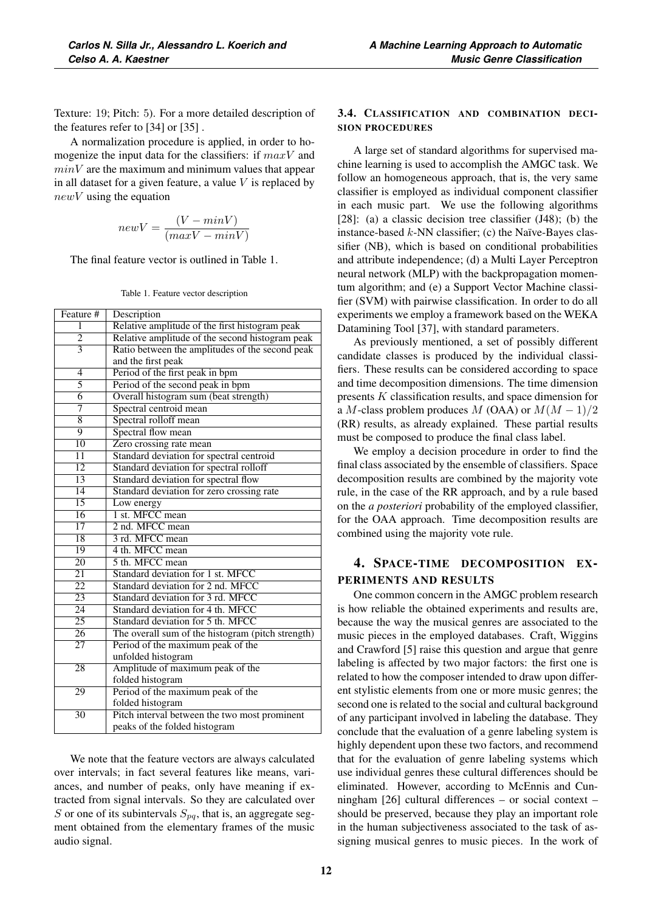Texture: 19; Pitch: 5). For a more detailed description of the features refer to [34] or [35] .

A normalization procedure is applied, in order to homogenize the input data for the classifiers: if $maxV$ and $minV$ are the maximum and minimum values that appear in all dataset for a given feature, a value $V$ is replaced by $newV$ using the equation

$$newV = \frac{(V - minV)}{(maxV - minV)}$$

The final feature vector is outlined in Table 1.

Table 1. Feature vector description

| Feature # | Description |
|---|---|
| 1 | Relative amplitude of the first histogram peak |
| 2 | Relative amplitude of the second histogram peak |
| 3 | Ratio between the amplitudes of the second peak and the first peak |
| 4 | Period of the first peak in bpm |
| 5 | Period of the second peak in bpm |
| 6 | Overall histogram sum (beat strength) |
| 7 | Spectral centroid mean |
| 8 | Spectral rolloff mean |
| 9 | Spectral flow mean |
| 10 | Zero crossing rate mean |
| 11 | Standard deviation for spectral centroid |
| 12 | Standard deviation for spectral rolloff |
| 13 | Standard deviation for spectral flow |
| 14 | Standard deviation for zero crossing rate |
| 15 | Low energy |
| 16 | 1 st. MFCC mean |
| 17 | 2 nd. MFCC mean |
| 18 | 3 rd. MFCC mean |
| 19 | 4 th. MFCC mean |
| 20 | 5 th. MFCC mean |
| 21 | Standard deviation for 1 st. MFCC |
| 22 | Standard deviation for 2 nd. MFCC |
| 23 | Standard deviation for 3 rd. MFCC |
| 24 | Standard deviation for 4 th. MFCC |
| 25 | Standard deviation for 5 th. MFCC |
| 26 | The overall sum of the histogram (pitch strength) |
| 27 | Period of the maximum peak of the unfolded histogram |
| 28 | Amplitude of maximum peak of the folded histogram |
| 29 | Period of the maximum peak of the folded histogram |
| 30 | Pitch interval between the two most prominent peaks of the folded histogram |

We note that the feature vectors are always calculated over intervals; in fact several features like means, variances, and number of peaks, only have meaning if extracted from signal intervals. So they are calculated over $S$ or one of its subintervals $S_{pq}$, that is, an aggregate segment obtained from the elementary frames of the music audio signal.

### 3.4. Classification and combination decision procedures

A large set of standard algorithms for supervised machine learning is used to accomplish the AMGC task. We follow an homogeneous approach, that is, the very same classifier is employed as individual component classifier in each music part. We use the following algorithms [28]: (a) a classic decision tree classifier (J48); (b) the instance-based $k$-NN classifier; (c) the Naïve-Bayes classifier (NB), which is based on conditional probabilities and attribute independence; (d) a Multi Layer Perceptron neural network (MLP) with the backpropagation momentum algorithm; and (e) a Support Vector Machine classifier (SVM) with pairwise classification. In order to do all experiments we employ a framework based on the WEKA Datamining Tool [37], with standard parameters.

As previously mentioned, a set of possibly different candidate classes is produced by the individual classifiers. These results can be considered according to space and time decomposition dimensions. The time dimension presents $K$ classification results, and space dimension for a $M$-class problem produces $M$ (OAA) or $M(M-1)/2$ (RR) results, as already explained. These partial results must be composed to produce the final class label.

We employ a decision procedure in order to find the final class associated by the ensemble of classifiers. Space decomposition results are combined by the majority vote rule, in the case of the RR approach, and by a rule based on the *a posteriori* probability of the employed classifier, for the OAA approach. Time decomposition results are combined using the majority vote rule.

## 4. Space-time decomposition experiments and results

One common concern in the AMGC problem research is how reliable the obtained experiments and results are, because the way the musical genres are associated to the music pieces in the employed databases. Craft, Wiggins and Crawford [5] raise this question and argue that genre labeling is affected by two major factors: the first one is related to how the composer intended to draw upon different stylistic elements from one or more music genres; the second one is related to the social and cultural background of any participant involved in labeling the database. They conclude that the evaluation of a genre labeling system is highly dependent upon these two factors, and recommend that for the evaluation of genre labeling systems which use individual genres these cultural differences should be eliminated. However, according to McEnnis and Cunningham [26] cultural differences – or social context – should be preserved, because they play an important role in the human subjectiveness associated to the task of assigning musical genres to music pieces. In the work of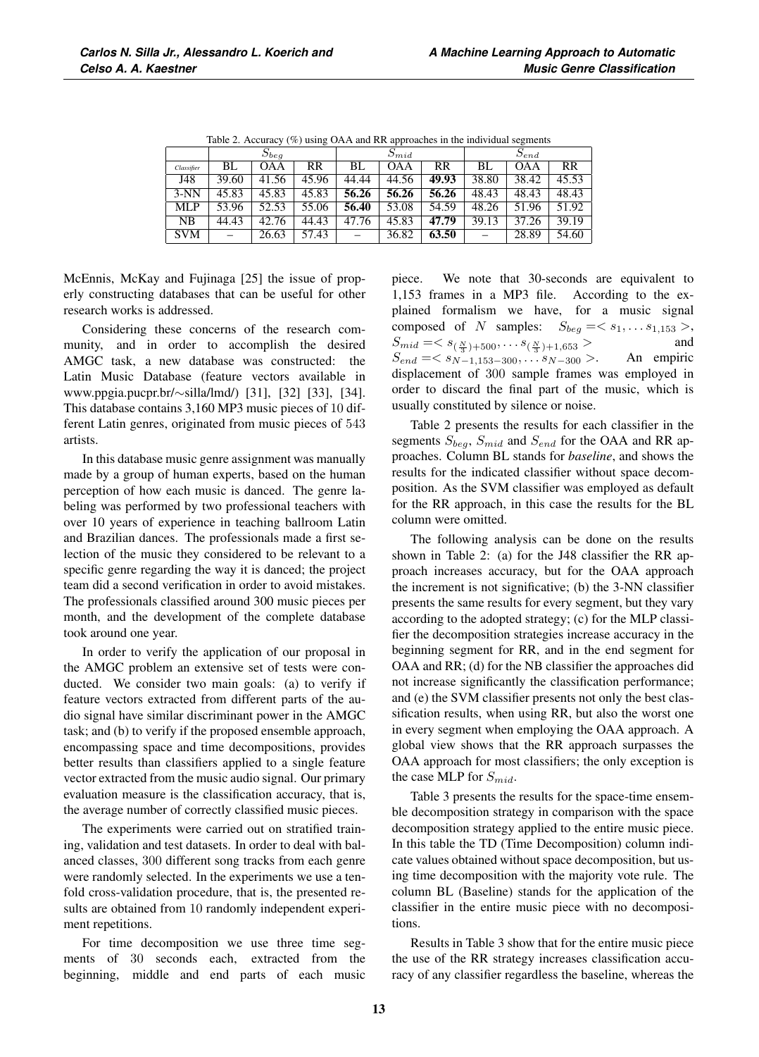Table 2. Accuracy (%) using OAA and RR approaches in the individual segments

| | $S_{beg}$ | | | $S_{mid}$ | | | $S_{end}$ | | |
|---|---|---|---|---|---|---|---|---|---|
| *Classifier* | BL | OAA | RR | BL | OAA | RR | BL | OAA | RR |
| J48 | 39.60 | 41.56 | 45.96 | 44.44 | 44.56 | **49.93** | 38.80 | 38.42 | 45.53 |
| 3-NN | 45.83 | 45.83 | 45.83 | **56.26** | **56.26** | **56.26** | 48.43 | 48.43 | 48.43 |
| MLP | 53.96 | 52.53 | 55.06 | **56.40** | 53.08 | 54.59 | 48.26 | 51.96 | 51.92 |
| NB | 44.43 | 42.76 | 44.43 | 47.76 | 45.83 | **47.79** | 39.13 | 37.26 | 39.19 |
| SVM | – | 26.63 | 57.43 | – | 36.82 | **63.50** | – | 28.89 | 54.60 |

McEnnis, McKay and Fujinaga [25] the issue of properly constructing databases that can be useful for other research works is addressed.

Considering these concerns of the research community, and in order to accomplish the desired AMGC task, a new database was constructed: the Latin Music Database (feature vectors available in www.ppgia.pucpr.br/~silla/lmd/) [31], [32] [33], [34]. This database contains 3,160 MP3 music pieces of 10 different Latin genres, originated from music pieces of 543 artists.

In this database music genre assignment was manually made by a group of human experts, based on the human perception of how each music is danced. The genre labeling was performed by two professional teachers with over 10 years of experience in teaching ballroom Latin and Brazilian dances. The professionals made a first selection of the music they considered to be relevant to a specific genre regarding the way it is danced; the project team did a second verification in order to avoid mistakes. The professionals classified around 300 music pieces per month, and the development of the complete database took around one year.

In order to verify the application of our proposal in the AMGC problem an extensive set of tests were conducted. We consider two main goals: (a) to verify if feature vectors extracted from different parts of the audio signal have similar discriminant power in the AMGC task; and (b) to verify if the proposed ensemble approach, encompassing space and time decompositions, provides better results than classifiers applied to a single feature vector extracted from the music audio signal. Our primary evaluation measure is the classification accuracy, that is, the average number of correctly classified music pieces.

The experiments were carried out on stratified training, validation and test datasets. In order to deal with balanced classes, 300 different song tracks from each genre were randomly selected. In the experiments we use a ten-fold cross-validation procedure, that is, the presented results are obtained from 10 randomly independent experiment repetitions.

For time decomposition we use three time segments of 30 seconds each, extracted from the beginning, middle and end parts of each music piece. We note that 30-seconds are equivalent to 1,153 frames in a MP3 file. According to the explained formalism we have, for a music signal composed of $N$ samples: $S_{beg} = < s_1, \ldots s_{1,153} >$, $S_{mid} = < s_{(\frac{N}{3})+500}, \ldots s_{(\frac{N}{3})+1,653} >$ and $S_{end} = < s_{N-1,153-300}, \ldots s_{N-300} >$. An empiric displacement of 300 sample frames was employed in order to discard the final part of the music, which is usually constituted by silence or noise.

Table 2 presents the results for each classifier in the segments $S_{beg}$, $S_{mid}$ and $S_{end}$ for the OAA and RR approaches. Column BL stands for *baseline*, and shows the results for the indicated classifier without space decomposition. As the SVM classifier was employed as default for the RR approach, in this case the results for the BL column were omitted.

The following analysis can be done on the results shown in Table 2: (a) for the J48 classifier the RR approach increases accuracy, but for the OAA approach the increment is not significative; (b) the 3-NN classifier presents the same results for every segment, but they vary according to the adopted strategy; (c) for the MLP classifier the decomposition strategies increase accuracy in the beginning segment for RR, and in the end segment for OAA and RR; (d) for the NB classifier the approaches did not increase significantly the classification performance; and (e) the SVM classifier presents not only the best classification results, when using RR, but also the worst one in every segment when employing the OAA approach. A global view shows that the RR approach surpasses the OAA approach for most classifiers; the only exception is the case MLP for $S_{mid}$.

Table 3 presents the results for the space-time ensemble decomposition strategy in comparison with the space decomposition strategy applied to the entire music piece. In this table the TD (Time Decomposition) column indicate values obtained without space decomposition, but using time decomposition with the majority vote rule. The column BL (Baseline) stands for the application of the classifier in the entire music piece with no decompositions.

Results in Table 3 show that for the entire music piece the use of the RR strategy increases classification accuracy of any classifier regardless the baseline, whereas the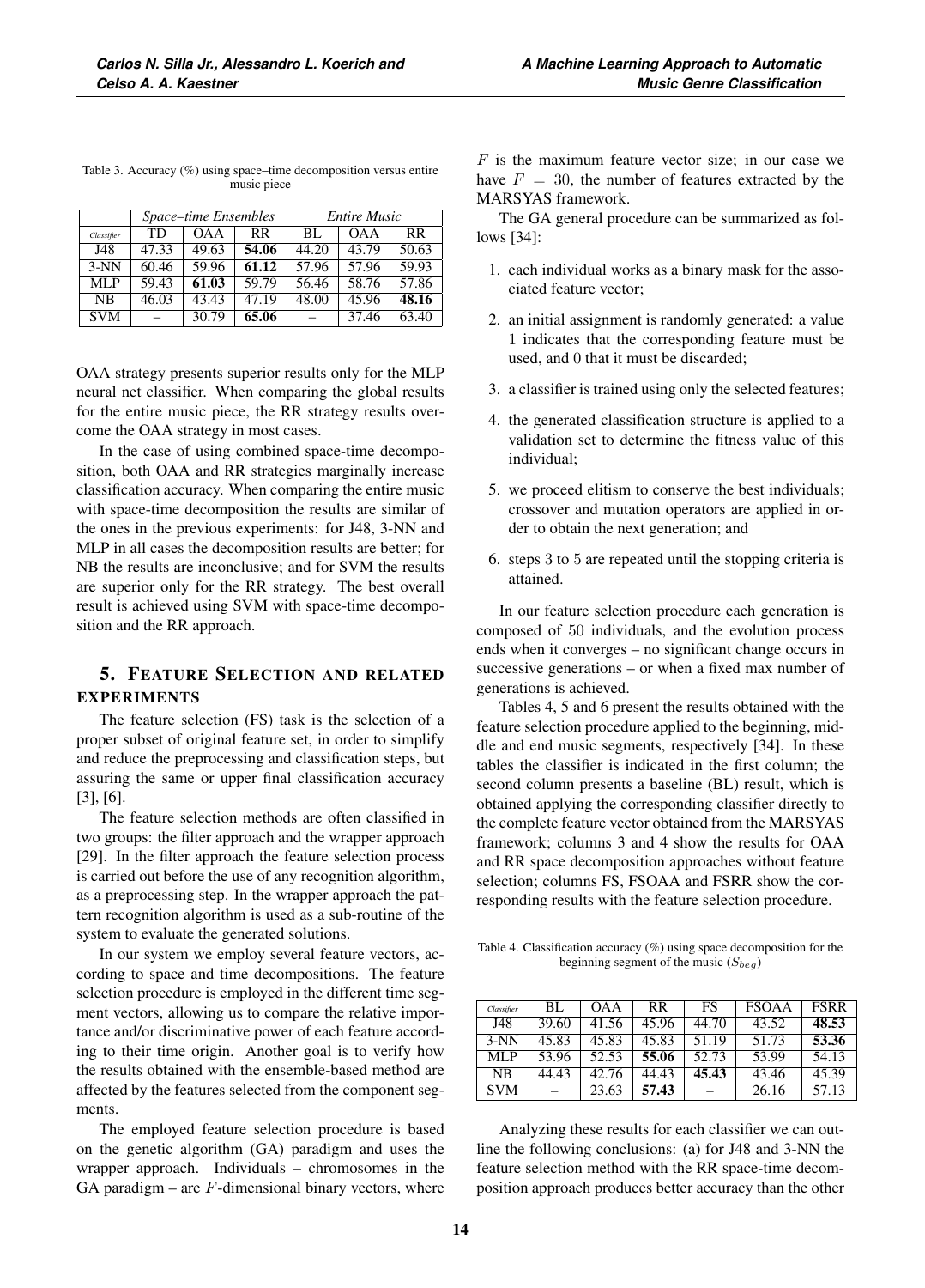Table 3. Accuracy (%) using space–time decomposition versus entire music piece

| | *Space–time Ensembles* | | | *Entire Music* | | |
|---|---|---|---|---|---|---|
| *Classifier* | TD | OAA | RR | BL | OAA | RR |
| J48 | 47.33 | 49.63 | **54.06** | 44.20 | 43.79 | 50.63 |
| 3-NN | 60.46 | 59.96 | **61.12** | 57.96 | 57.96 | 59.93 |
| MLP | 59.43 | **61.03** | 59.79 | 56.46 | 58.76 | 57.86 |
| NB | 46.03 | 43.43 | 47.19 | 48.00 | 45.96 | **48.16** |
| SVM | – | 30.79 | **65.06** | – | 37.46 | 63.40 |

OAA strategy presents superior results only for the MLP neural net classifier. When comparing the global results for the entire music piece, the RR strategy results overcome the OAA strategy in most cases.

In the case of using combined space-time decomposition, both OAA and RR strategies marginally increase classification accuracy. When comparing the entire music with space-time decomposition the results are similar of the ones in the previous experiments: for J48, 3-NN and MLP in all cases the decomposition results are better; for NB the results are inconclusive; and for SVM the results are superior only for the RR strategy. The best overall result is achieved using SVM with space-time decomposition and the RR approach.

## 5. Feature Selection and related experiments

The feature selection (FS) task is the selection of a proper subset of original feature set, in order to simplify and reduce the preprocessing and classification steps, but assuring the same or upper final classification accuracy [3], [6].

The feature selection methods are often classified in two groups: the filter approach and the wrapper approach [29]. In the filter approach the feature selection process is carried out before the use of any recognition algorithm, as a preprocessing step. In the wrapper approach the pattern recognition algorithm is used as a sub-routine of the system to evaluate the generated solutions.

In our system we employ several feature vectors, according to space and time decompositions. The feature selection procedure is employed in the different time segment vectors, allowing us to compare the relative importance and/or discriminative power of each feature according to their time origin. Another goal is to verify how the results obtained with the ensemble-based method are affected by the features selected from the component segments.

The employed feature selection procedure is based on the genetic algorithm (GA) paradigm and uses the wrapper approach. Individuals – chromosomes in the GA paradigm – are $F$-dimensional binary vectors, where $F$ is the maximum feature vector size; in our case we have $F = 30$, the number of features extracted by the MARSYAS framework.

The GA general procedure can be summarized as follows [34]:

1. each individual works as a binary mask for the associated feature vector;
2. an initial assignment is randomly generated: a value 1 indicates that the corresponding feature must be used, and 0 that it must be discarded;
3. a classifier is trained using only the selected features;
4. the generated classification structure is applied to a validation set to determine the fitness value of this individual;
5. we proceed elitism to conserve the best individuals; crossover and mutation operators are applied in order to obtain the next generation; and
6. steps 3 to 5 are repeated until the stopping criteria is attained.

In our feature selection procedure each generation is composed of 50 individuals, and the evolution process ends when it converges – no significant change occurs in successive generations – or when a fixed max number of generations is achieved.

Tables 4, 5 and 6 present the results obtained with the feature selection procedure applied to the beginning, middle and end music segments, respectively [34]. In these tables the classifier is indicated in the first column; the second column presents a baseline (BL) result, which is obtained applying the corresponding classifier directly to the complete feature vector obtained from the MARSYAS framework; columns 3 and 4 show the results for OAA and RR space decomposition approaches without feature selection; columns FS, FSOAA and FSRR show the corresponding results with the feature selection procedure.

Table 4. Classification accuracy (%) using space decomposition for the beginning segment of the music ($S_{beg}$)

| *Classifier* | BL | OAA | RR | FS | FSOAA | FSRR |
|---|---|---|---|---|---|---|
| J48 | 39.60 | 41.56 | 45.96 | 44.70 | 43.52 | **48.53** |
| 3-NN | 45.83 | 45.83 | 45.83 | 51.19 | 51.73 | **53.36** |
| MLP | 53.96 | 52.53 | **55.06** | 52.73 | 53.99 | 54.13 |
| NB | 44.43 | 42.76 | 44.43 | **45.43** | 43.46 | 45.39 |
| SVM | – | 23.63 | **57.43** | – | 26.16 | 57.13 |

Analyzing these results for each classifier we can outline the following conclusions: (a) for J48 and 3-NN the feature selection method with the RR space-time decomposition approach produces better accuracy than the other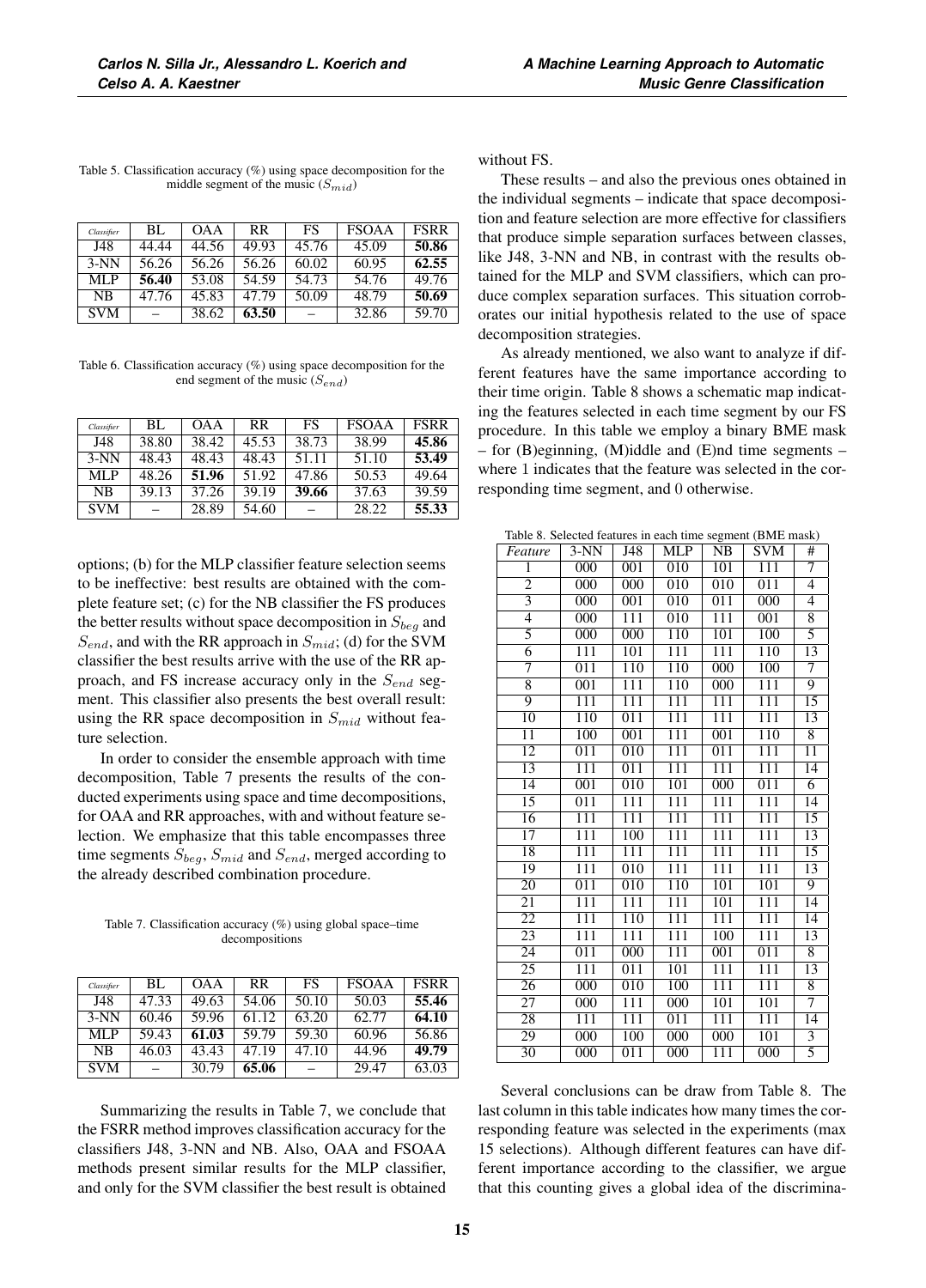Table 5. Classification accuracy (%) using space decomposition for the middle segment of the music ($S_{mid}$)

| Classifier | BL | OAA | RR | FS | FSOAA | FSRR |
|---|---|---|---|---|---|---|
| J48 | 44.44 | 44.56 | 49.93 | 45.76 | 45.09 | **50.86** |
| 3-NN | 56.26 | 56.26 | 56.26 | 60.02 | 60.95 | **62.55** |
| MLP | **56.40** | 53.08 | 54.59 | 54.73 | 54.76 | 49.76 |
| NB | 47.76 | 45.83 | 47.79 | 50.09 | 48.79 | **50.69** |
| SVM | – | 38.62 | **63.50** | – | 32.86 | 59.70 |

Table 6. Classification accuracy (%) using space decomposition for the end segment of the music ($S_{end}$)

| Classifier | BL | OAA | RR | FS | FSOAA | FSRR |
|---|---|---|---|---|---|---|
| J48 | 38.80 | 38.42 | 45.53 | 38.73 | 38.99 | **45.86** |
| 3-NN | 48.43 | 48.43 | 48.43 | 51.11 | 51.10 | **53.49** |
| MLP | 48.26 | **51.96** | 51.92 | 47.86 | 50.53 | 49.64 |
| NB | 39.13 | 37.26 | 39.19 | **39.66** | 37.63 | 39.59 |
| SVM | – | 28.89 | 54.60 | – | 28.22 | **55.33** |

options; (b) for the MLP classifier feature selection seems to be ineffective: best results are obtained with the complete feature set; (c) for the NB classifier the FS produces the better results without space decomposition in $S_{beg}$ and $S_{end}$, and with the RR approach in $S_{mid}$; (d) for the SVM classifier the best results arrive with the use of the RR approach, and FS increase accuracy only in the $S_{end}$ segment. This classifier also presents the best overall result: using the RR space decomposition in $S_{mid}$ without feature selection.

In order to consider the ensemble approach with time decomposition, Table 7 presents the results of the conducted experiments using space and time decompositions, for OAA and RR approaches, with and without feature selection. We emphasize that this table encompasses three time segments $S_{beg}$, $S_{mid}$ and $S_{end}$, merged according to the already described combination procedure.

Table 7. Classification accuracy (%) using global space–time decompositions

| Classifier | BL | OAA | RR | FS | FSOAA | FSRR |
|---|---|---|---|---|---|---|
| J48 | 47.33 | 49.63 | 54.06 | 50.10 | 50.03 | **55.46** |
| 3-NN | 60.46 | 59.96 | 61.12 | 63.20 | 62.77 | **64.10** |
| MLP | 59.43 | **61.03** | 59.79 | 59.30 | 60.96 | 56.86 |
| NB | 46.03 | 43.43 | 47.19 | 47.10 | 44.96 | **49.79** |
| SVM | – | 30.79 | **65.06** | – | 29.47 | 63.03 |

Summarizing the results in Table 7, we conclude that the FSRR method improves classification accuracy for the classifiers J48, 3-NN and NB. Also, OAA and FSOAA methods present similar results for the MLP classifier, and only for the SVM classifier the best result is obtained without FS.

These results – and also the previous ones obtained in the individual segments – indicate that space decomposition and feature selection are more effective for classifiers that produce simple separation surfaces between classes, like J48, 3-NN and NB, in contrast with the results obtained for the MLP and SVM classifiers, which can produce complex separation surfaces. This situation corroborates our initial hypothesis related to the use of space decomposition strategies.

As already mentioned, we also want to analyze if different features have the same importance according to their time origin. Table 8 shows a schematic map indicating the features selected in each time segment by our FS procedure. In this table we employ a binary BME mask – for (B)eginning, (M)iddle and (E)nd time segments – where 1 indicates that the feature was selected in the corresponding time segment, and 0 otherwise.

Table 8. Selected features in each time segment (BME mask)

| Feature | 3-NN | J48 | MLP | NB | SVM | # |
|---|---|---|---|---|---|---|
| 1 | 000 | 001 | 010 | 101 | 111 | 7 |
| 2 | 000 | 000 | 010 | 010 | 011 | 4 |
| 3 | 000 | 001 | 010 | 011 | 000 | 4 |
| 4 | 000 | 111 | 010 | 111 | 001 | 8 |
| 5 | 000 | 000 | 110 | 101 | 100 | 5 |
| 6 | 111 | 101 | 111 | 111 | 110 | 13 |
| 7 | 011 | 110 | 110 | 000 | 100 | 7 |
| 8 | 001 | 111 | 110 | 000 | 111 | 9 |
| 9 | 111 | 111 | 111 | 111 | 111 | 15 |
| 10 | 110 | 011 | 111 | 111 | 111 | 13 |
| 11 | 100 | 001 | 111 | 001 | 110 | 8 |
| 12 | 011 | 010 | 111 | 011 | 111 | 11 |
| 13 | 111 | 011 | 111 | 111 | 111 | 14 |
| 14 | 001 | 010 | 101 | 000 | 011 | 6 |
| 15 | 011 | 111 | 111 | 111 | 111 | 14 |
| 16 | 111 | 111 | 111 | 111 | 111 | 15 |
| 17 | 111 | 100 | 111 | 111 | 111 | 13 |
| 18 | 111 | 111 | 111 | 111 | 111 | 15 |
| 19 | 111 | 010 | 111 | 111 | 111 | 13 |
| 20 | 011 | 010 | 110 | 101 | 101 | 9 |
| 21 | 111 | 111 | 111 | 101 | 111 | 14 |
| 22 | 111 | 110 | 111 | 111 | 111 | 14 |
| 23 | 111 | 111 | 111 | 100 | 111 | 13 |
| 24 | 011 | 000 | 111 | 001 | 011 | 8 |
| 25 | 111 | 011 | 101 | 111 | 111 | 13 |
| 26 | 000 | 010 | 100 | 111 | 111 | 8 |
| 27 | 000 | 111 | 000 | 101 | 101 | 7 |
| 28 | 111 | 111 | 011 | 111 | 111 | 14 |
| 29 | 000 | 100 | 000 | 000 | 101 | 3 |
| 30 | 000 | 011 | 000 | 111 | 000 | 5 |

Several conclusions can be draw from Table 8. The last column in this table indicates how many times the corresponding feature was selected in the experiments (max 15 selections). Although different features can have different importance according to the classifier, we argue that this counting gives a global idea of the discrimina-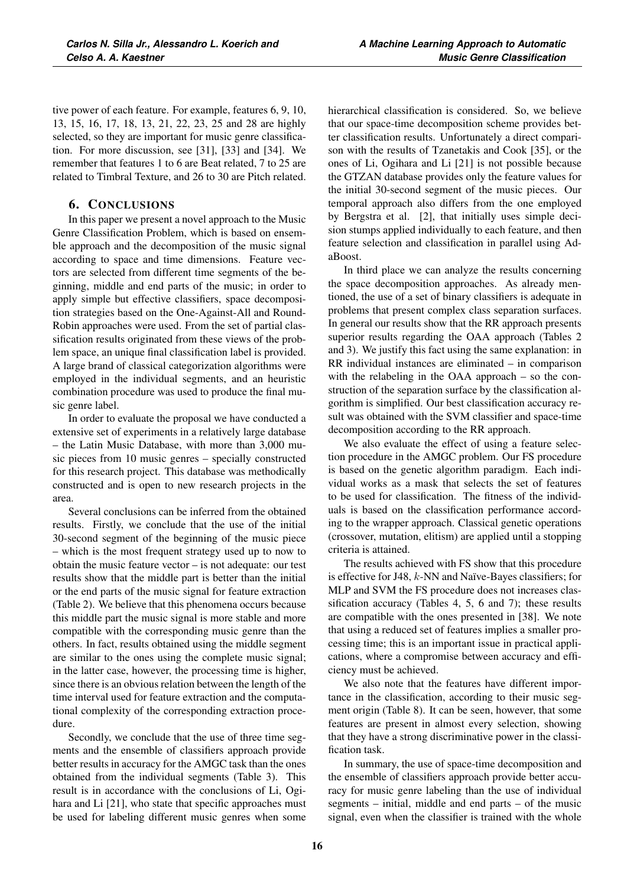tive power of each feature. For example, features 6, 9, 10, 13, 15, 16, 17, 18, 13, 21, 22, 23, 25 and 28 are highly selected, so they are important for music genre classification. For more discussion, see [31], [33] and [34]. We remember that features 1 to 6 are Beat related, 7 to 25 are related to Timbral Texture, and 26 to 30 are Pitch related.

## 6. Conclusions

In this paper we present a novel approach to the Music Genre Classification Problem, which is based on ensemble approach and the decomposition of the music signal according to space and time dimensions. Feature vectors are selected from different time segments of the beginning, middle and end parts of the music; in order to apply simple but effective classifiers, space decomposition strategies based on the One-Against-All and Round-Robin approaches were used. From the set of partial classification results originated from these views of the problem space, an unique final classification label is provided. A large brand of classical categorization algorithms were employed in the individual segments, and an heuristic combination procedure was used to produce the final music genre label.

In order to evaluate the proposal we have conducted a extensive set of experiments in a relatively large database – the Latin Music Database, with more than 3,000 music pieces from 10 music genres – specially constructed for this research project. This database was methodically constructed and is open to new research projects in the area.

Several conclusions can be inferred from the obtained results. Firstly, we conclude that the use of the initial 30-second segment of the beginning of the music piece – which is the most frequent strategy used up to now to obtain the music feature vector – is not adequate: our test results show that the middle part is better than the initial or the end parts of the music signal for feature extraction (Table 2). We believe that this phenomena occurs because this middle part the music signal is more stable and more compatible with the corresponding music genre than the others. In fact, results obtained using the middle segment are similar to the ones using the complete music signal; in the latter case, however, the processing time is higher, since there is an obvious relation between the length of the time interval used for feature extraction and the computational complexity of the corresponding extraction procedure.

Secondly, we conclude that the use of three time segments and the ensemble of classifiers approach provide better results in accuracy for the AMGC task than the ones obtained from the individual segments (Table 3). This result is in accordance with the conclusions of Li, Ogihara and Li [21], who state that specific approaches must be used for labeling different music genres when some hierarchical classification is considered. So, we believe that our space-time decomposition scheme provides better classification results. Unfortunately a direct comparison with the results of Tzanetakis and Cook [35], or the ones of Li, Ogihara and Li [21] is not possible because the GTZAN database provides only the feature values for the initial 30-second segment of the music pieces. Our temporal approach also differs from the one employed by Bergstra et al. [2], that initially uses simple decision stumps applied individually to each feature, and then feature selection and classification in parallel using AdaBoost.

In third place we can analyze the results concerning the space decomposition approaches. As already mentioned, the use of a set of binary classifiers is adequate in problems that present complex class separation surfaces. In general our results show that the RR approach presents superior results regarding the OAA approach (Tables 2 and 3). We justify this fact using the same explanation: in RR individual instances are eliminated – in comparison with the relabeling in the OAA approach – so the construction of the separation surface by the classification algorithm is simplified. Our best classification accuracy result was obtained with the SVM classifier and space-time decomposition according to the RR approach.

We also evaluate the effect of using a feature selection procedure in the AMGC problem. Our FS procedure is based on the genetic algorithm paradigm. Each individual works as a mask that selects the set of features to be used for classification. The fitness of the individuals is based on the classification performance according to the wrapper approach. Classical genetic operations (crossover, mutation, elitism) are applied until a stopping criteria is attained.

The results achieved with FS show that this procedure is effective for J48, $k$-NN and Naïve-Bayes classifiers; for MLP and SVM the FS procedure does not increases classification accuracy (Tables 4, 5, 6 and 7); these results are compatible with the ones presented in [38]. We note that using a reduced set of features implies a smaller processing time; this is an important issue in practical applications, where a compromise between accuracy and efficiency must be achieved.

We also note that the features have different importance in the classification, according to their music segment origin (Table 8). It can be seen, however, that some features are present in almost every selection, showing that they have a strong discriminative power in the classification task.

In summary, the use of space-time decomposition and the ensemble of classifiers approach provide better accuracy for music genre labeling than the use of individual segments – initial, middle and end parts – of the music signal, even when the classifier is trained with the whole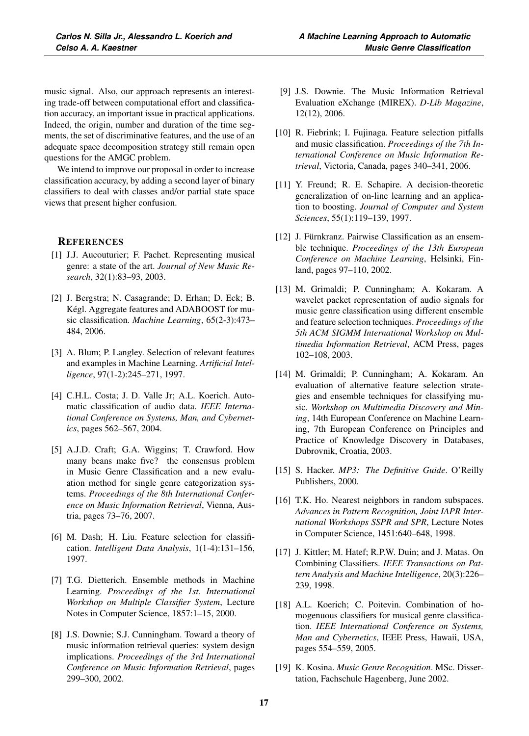music signal. Also, our approach represents an interesting trade-off between computational effort and classification accuracy, an important issue in practical applications. Indeed, the origin, number and duration of the time segments, the set of discriminative features, and the use of an adequate space decomposition strategy still remain open questions for the AMGC problem.

We intend to improve our proposal in order to increase classification accuracy, by adding a second layer of binary classifiers to deal with classes and/or partial state space views that present higher confusion.

## REFERENCES

[1] J.J. Aucouturier; F. Pachet. Representing musical genre: a state of the art. *Journal of New Music Research*, 32(1):83–93, 2003.

[2] J. Bergstra; N. Casagrande; D. Erhan; D. Eck; B. Kégl. Aggregate features and ADABOOST for music classification. *Machine Learning*, 65(2-3):473–484, 2006.

[3] A. Blum; P. Langley. Selection of relevant features and examples in Machine Learning. *Artificial Intelligence*, 97(1-2):245–271, 1997.

[4] C.H.L. Costa; J. D. Valle Jr; A.L. Koerich. Automatic classification of audio data. *IEEE International Conference on Systems, Man, and Cybernetics*, pages 562–567, 2004.

[5] A.J.D. Craft; G.A. Wiggins; T. Crawford. How many beans make five? the consensus problem in Music Genre Classification and a new evaluation method for single genre categorization systems. *Proceedings of the 8th International Conference on Music Information Retrieval*, Vienna, Austria, pages 73–76, 2007.

[6] M. Dash; H. Liu. Feature selection for classification. *Intelligent Data Analysis*, 1(1-4):131–156, 1997.

[7] T.G. Dietterich. Ensemble methods in Machine Learning. *Proceedings of the 1st. International Workshop on Multiple Classifier System*, Lecture Notes in Computer Science, 1857:1–15, 2000.

[8] J.S. Downie; S.J. Cunningham. Toward a theory of music information retrieval queries: system design implications. *Proceedings of the 3rd International Conference on Music Information Retrieval*, pages 299–300, 2002.

[9] J.S. Downie. The Music Information Retrieval Evaluation eXchange (MIREX). *D-Lib Magazine*, 12(12), 2006.

[10] R. Fiebrink; I. Fujinaga. Feature selection pitfalls and music classification. *Proceedings of the 7th International Conference on Music Information Retrieval*, Victoria, Canada, pages 340–341, 2006.

[11] Y. Freund; R. E. Schapire. A decision-theoretic generalization of on-line learning and an application to boosting. *Journal of Computer and System Sciences*, 55(1):119–139, 1997.

[12] J. Fürnkranz. Pairwise Classification as an ensemble technique. *Proceedings of the 13th European Conference on Machine Learning*, Helsinki, Finland, pages 97–110, 2002.

[13] M. Grimaldi; P. Cunningham; A. Kokaram. A wavelet packet representation of audio signals for music genre classification using different ensemble and feature selection techniques. *Proceedings of the 5th ACM SIGMM International Workshop on Multimedia Information Retrieval*, ACM Press, pages 102–108, 2003.

[14] M. Grimaldi; P. Cunningham; A. Kokaram. An evaluation of alternative feature selection strategies and ensemble techniques for classifying music. *Workshop on Multimedia Discovery and Mining*, 14th European Conference on Machine Learning, 7th European Conference on Principles and Practice of Knowledge Discovery in Databases, Dubrovnik, Croatia, 2003.

[15] S. Hacker. *MP3: The Definitive Guide*. O'Reilly Publishers, 2000.

[16] T.K. Ho. Nearest neighbors in random subspaces. *Advances in Pattern Recognition, Joint IAPR International Workshops SSPR and SPR*, Lecture Notes in Computer Science, 1451:640–648, 1998.

[17] J. Kittler; M. Hatef; R.P.W. Duin; and J. Matas. On Combining Classifiers. *IEEE Transactions on Pattern Analysis and Machine Intelligence*, 20(3):226–239, 1998.

[18] A.L. Koerich; C. Poitevin. Combination of homogenuous classifiers for musical genre classification. *IEEE International Conference on Systems, Man and Cybernetics*, IEEE Press, Hawaii, USA, pages 554–559, 2005.

[19] K. Kosina. *Music Genre Recognition*. MSc. Dissertation, Fachschule Hagenberg, June 2002.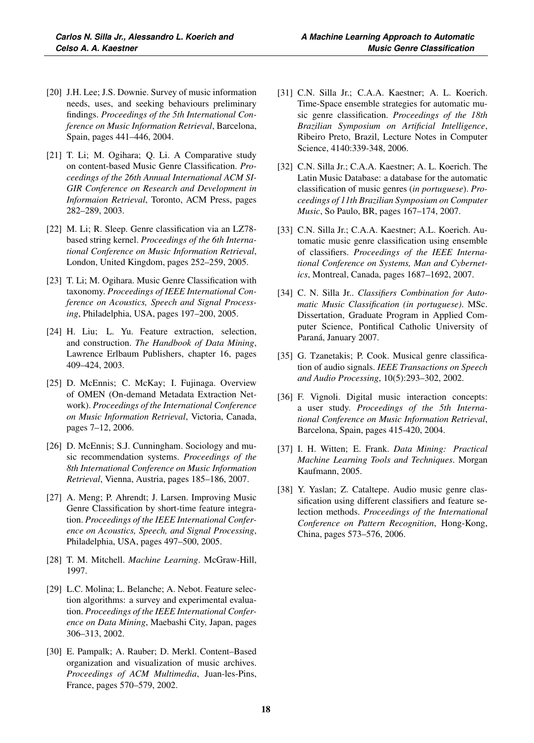[20] J.H. Lee; J.S. Downie. Survey of music information needs, uses, and seeking behaviours preliminary findings. *Proceedings of the 5th International Conference on Music Information Retrieval*, Barcelona, Spain, pages 441–446, 2004.

[21] T. Li; M. Ogihara; Q. Li. A Comparative study on content-based Music Genre Classification. *Proceedings of the 26th Annual International ACM SIGIR Conference on Research and Development in Informaion Retrieval*, Toronto, ACM Press, pages 282–289, 2003.

[22] M. Li; R. Sleep. Genre classification via an LZ78-based string kernel. *Proceedings of the 6th International Conference on Music Information Retrieval*, London, United Kingdom, pages 252–259, 2005.

[23] T. Li; M. Ogihara. Music Genre Classification with taxonomy. *Proceedings of IEEE International Conference on Acoustics, Speech and Signal Processing*, Philadelphia, USA, pages 197–200, 2005.

[24] H. Liu; L. Yu. Feature extraction, selection, and construction. *The Handbook of Data Mining*, Lawrence Erlbaum Publishers, chapter 16, pages 409–424, 2003.

[25] D. McEnnis; C. McKay; I. Fujinaga. Overview of OMEN (On-demand Metadata Extraction Network). *Proceedings of the International Conference on Music Information Retrieval*, Victoria, Canada, pages 7–12, 2006.

[26] D. McEnnis; S.J. Cunningham. Sociology and music recommendation systems. *Proceedings of the 8th International Conference on Music Information Retrieval*, Vienna, Austria, pages 185–186, 2007.

[27] A. Meng; P. Ahrendt; J. Larsen. Improving Music Genre Classification by short-time feature integration. *Proceedings of the IEEE International Conference on Acoustics, Speech, and Signal Processing*, Philadelphia, USA, pages 497–500, 2005.

[28] T. M. Mitchell. *Machine Learning*. McGraw-Hill, 1997.

[29] L.C. Molina; L. Belanche; A. Nebot. Feature selection algorithms: a survey and experimental evaluation. *Proceedings of the IEEE International Conference on Data Mining*, Maebashi City, Japan, pages 306–313, 2002.

[30] E. Pampalk; A. Rauber; D. Merkl. Content–Based organization and visualization of music archives. *Proceedings of ACM Multimedia*, Juan-les-Pins, France, pages 570–579, 2002.

[31] C.N. Silla Jr.; C.A.A. Kaestner; A. L. Koerich. Time-Space ensemble strategies for automatic music genre classification. *Proceedings of the 18th Brazilian Symposium on Artificial Intelligence*, Ribeiro Preto, Brazil, Lecture Notes in Computer Science, 4140:339-348, 2006.

[32] C.N. Silla Jr.; C.A.A. Kaestner; A. L. Koerich. The Latin Music Database: a database for the automatic classification of music genres (*in portuguese*). *Proceedings of 11th Brazilian Symposium on Computer Music*, So Paulo, BR, pages 167–174, 2007.

[33] C.N. Silla Jr.; C.A.A. Kaestner; A.L. Koerich. Automatic music genre classification using ensemble of classifiers. *Proceedings of the IEEE International Conference on Systems, Man and Cybernetics*, Montreal, Canada, pages 1687–1692, 2007.

[34] C. N. Silla Jr.. *Classifiers Combination for Automatic Music Classification (in portuguese)*. MSc. Dissertation, Graduate Program in Applied Computer Science, Pontifical Catholic University of Paraná, January 2007.

[35] G. Tzanetakis; P. Cook. Musical genre classification of audio signals. *IEEE Transactions on Speech and Audio Processing*, 10(5):293–302, 2002.

[36] F. Vignoli. Digital music interaction concepts: a user study. *Proceedings of the 5th International Conference on Music Information Retrieval*, Barcelona, Spain, pages 415-420, 2004.

[37] I. H. Witten; E. Frank. *Data Mining: Practical Machine Learning Tools and Techniques*. Morgan Kaufmann, 2005.

[38] Y. Yaslan; Z. Cataltepe. Audio music genre classification using different classifiers and feature selection methods. *Proceedings of the International Conference on Pattern Recognition*, Hong-Kong, China, pages 573–576, 2006.